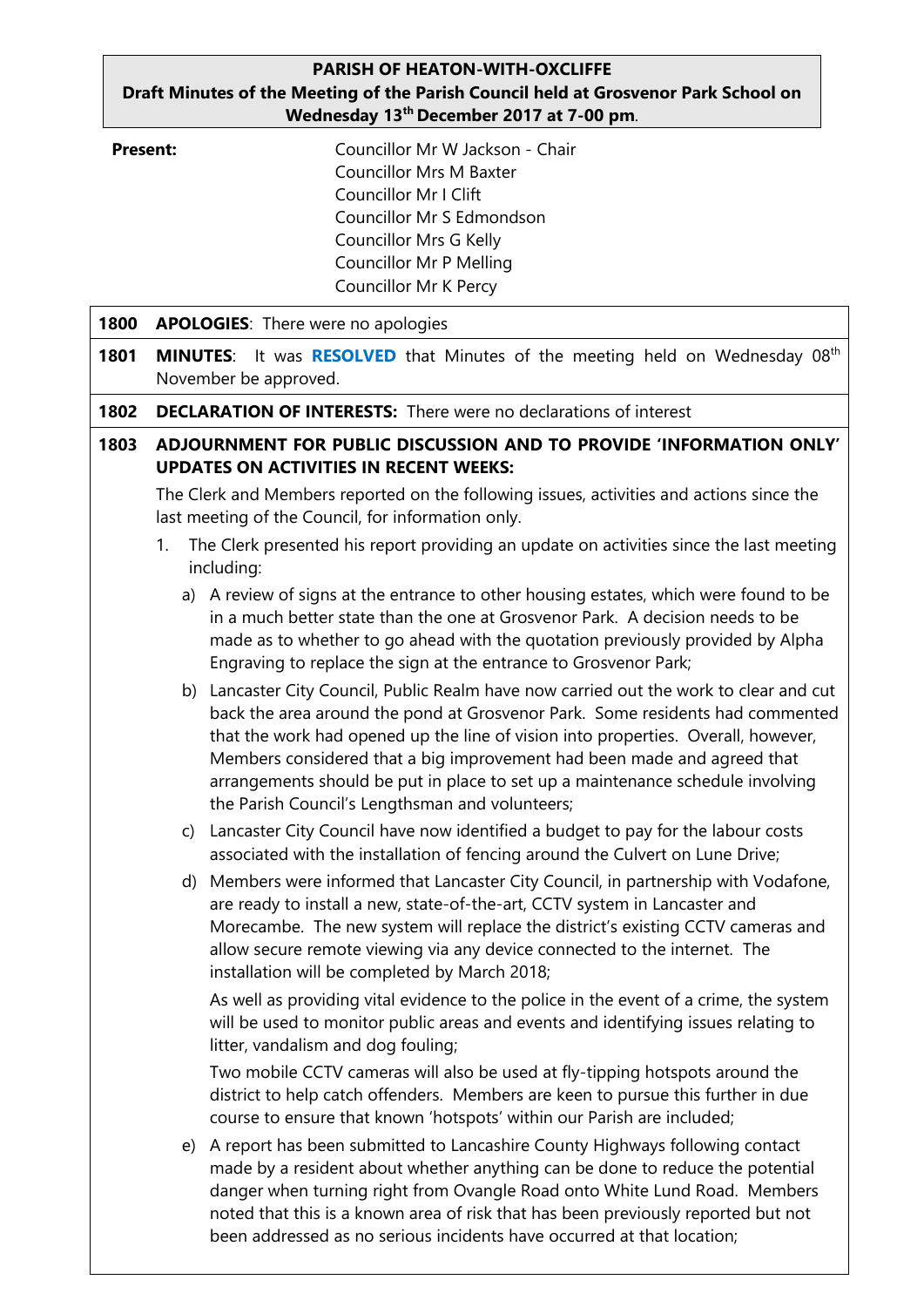**PARISH OF HEATON-WITH-OXCLIFFE**
**Draft Minutes of the Meeting of the Parish Council held at Grosvenor Park School on Wednesday 13th December 2017 at 7-00 pm.**

**Present:**

Councillor Mr W Jackson - Chair
Councillor Mrs M Baxter
Councillor Mr I Clift
Councillor Mr S Edmondson
Councillor Mrs G Kelly
Councillor Mr P Melling
Councillor Mr K Percy

**1800 APOLOGIES**: There were no apologies

**1801 MINUTES**: It was **RESOLVED** that Minutes of the meeting held on Wednesday 08th November be approved.

**1802 DECLARATION OF INTERESTS:** There were no declarations of interest

**1803 ADJOURNMENT FOR PUBLIC DISCUSSION AND TO PROVIDE 'INFORMATION ONLY' UPDATES ON ACTIVITIES IN RECENT WEEKS:**

The Clerk and Members reported on the following issues, activities and actions since the last meeting of the Council, for information only.

1. The Clerk presented his report providing an update on activities since the last meeting including:

    a) A review of signs at the entrance to other housing estates, which were found to be in a much better state than the one at Grosvenor Park. A decision needs to be made as to whether to go ahead with the quotation previously provided by Alpha Engraving to replace the sign at the entrance to Grosvenor Park;

    b) Lancaster City Council, Public Realm have now carried out the work to clear and cut back the area around the pond at Grosvenor Park. Some residents had commented that the work had opened up the line of vision into properties. Overall, however, Members considered that a big improvement had been made and agreed that arrangements should be put in place to set up a maintenance schedule involving the Parish Council's Lengthsman and volunteers;

    c) Lancaster City Council have now identified a budget to pay for the labour costs associated with the installation of fencing around the Culvert on Lune Drive;

    d) Members were informed that Lancaster City Council, in partnership with Vodafone, are ready to install a new, state-of-the-art, CCTV system in Lancaster and Morecambe. The new system will replace the district's existing CCTV cameras and allow secure remote viewing via any device connected to the internet. The installation will be completed by March 2018;

       As well as providing vital evidence to the police in the event of a crime, the system will be used to monitor public areas and events and identifying issues relating to litter, vandalism and dog fouling;

       Two mobile CCTV cameras will also be used at fly-tipping hotspots around the district to help catch offenders. Members are keen to pursue this further in due course to ensure that known 'hotspots' within our Parish are included;

    e) A report has been submitted to Lancashire County Highways following contact made by a resident about whether anything can be done to reduce the potential danger when turning right from Ovangle Road onto White Lund Road. Members noted that this is a known area of risk that has been previously reported but not been addressed as no serious incidents have occurred at that location;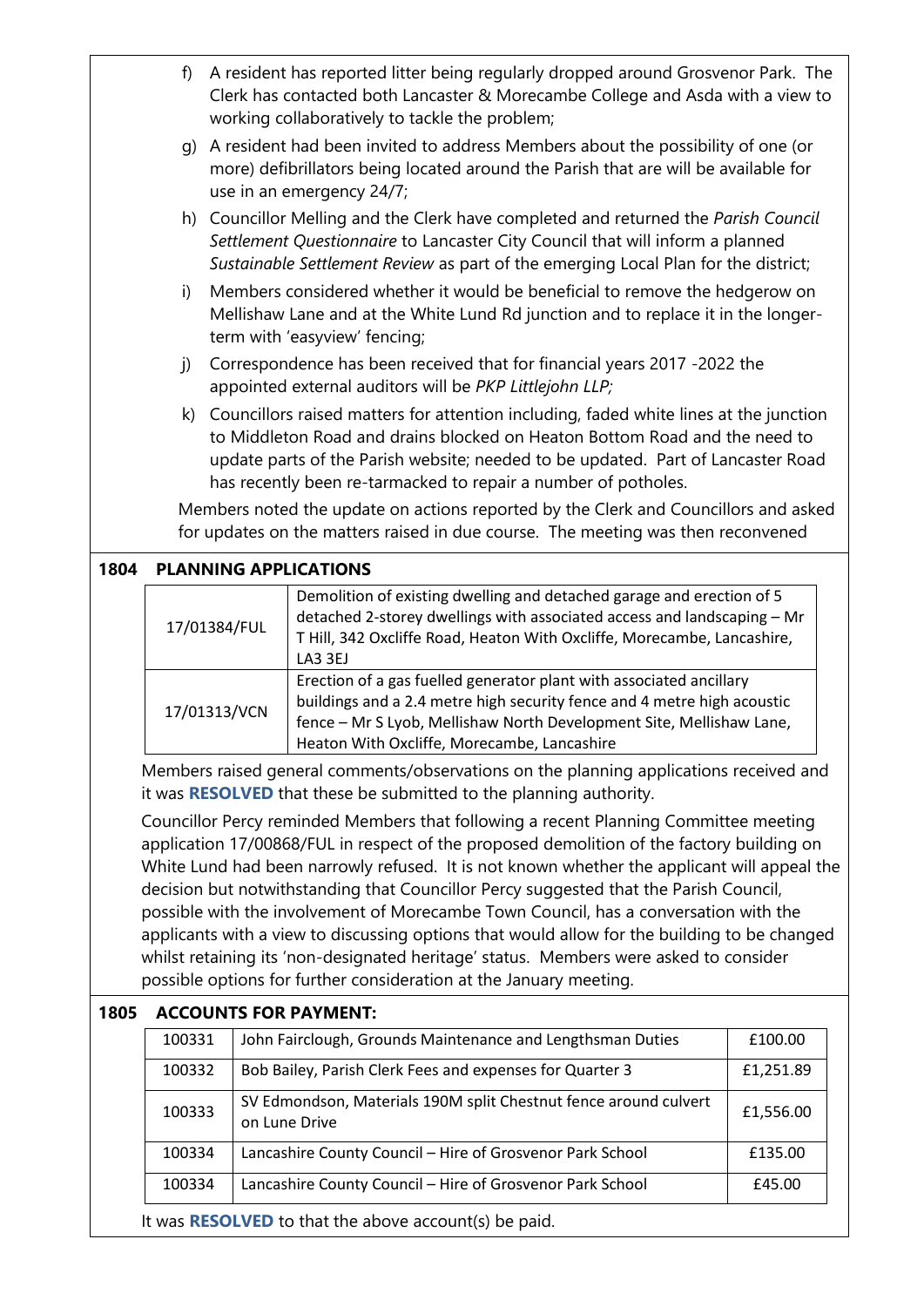f) A resident has reported litter being regularly dropped around Grosvenor Park. The Clerk has contacted both Lancaster & Morecambe College and Asda with a view to working collaboratively to tackle the problem;

g) A resident had been invited to address Members about the possibility of one (or more) defibrillators being located around the Parish that are will be available for use in an emergency 24/7;

h) Councillor Melling and the Clerk have completed and returned the *Parish Council Settlement Questionnaire* to Lancaster City Council that will inform a planned *Sustainable Settlement Review* as part of the emerging Local Plan for the district;

i) Members considered whether it would be beneficial to remove the hedgerow on Mellishaw Lane and at the White Lund Rd junction and to replace it in the longer-term with 'easyview' fencing;

j) Correspondence has been received that for financial years 2017 -2022 the appointed external auditors will be *PKP Littlejohn LLP;*

k) Councillors raised matters for attention including, faded white lines at the junction to Middleton Road and drains blocked on Heaton Bottom Road and the need to update parts of the Parish website; needed to be updated. Part of Lancaster Road has recently been re-tarmacked to repair a number of potholes.

Members noted the update on actions reported by the Clerk and Councillors and asked for updates on the matters raised in due course. The meeting was then reconvened

## 1804 PLANNING APPLICATIONS

| | |
|---|---|
| 17/01384/FUL | Demolition of existing dwelling and detached garage and erection of 5 detached 2-storey dwellings with associated access and landscaping – Mr T Hill, 342 Oxcliffe Road, Heaton With Oxcliffe, Morecambe, Lancashire, LA3 3EJ |
| 17/01313/VCN | Erection of a gas fuelled generator plant with associated ancillary buildings and a 2.4 metre high security fence and 4 metre high acoustic fence – Mr S Lyob, Mellishaw North Development Site, Mellishaw Lane, Heaton With Oxcliffe, Morecambe, Lancashire |

Members raised general comments/observations on the planning applications received and it was **RESOLVED** that these be submitted to the planning authority.

Councillor Percy reminded Members that following a recent Planning Committee meeting application 17/00868/FUL in respect of the proposed demolition of the factory building on White Lund had been narrowly refused. It is not known whether the applicant will appeal the decision but notwithstanding that Councillor Percy suggested that the Parish Council, possible with the involvement of Morecambe Town Council, has a conversation with the applicants with a view to discussing options that would allow for the building to be changed whilst retaining its 'non-designated heritage' status. Members were asked to consider possible options for further consideration at the January meeting.

## 1805 ACCOUNTS FOR PAYMENT:

| | | |
|---|---|---|
| 100331 | John Fairclough, Grounds Maintenance and Lengthsman Duties | £100.00 |
| 100332 | Bob Bailey, Parish Clerk Fees and expenses for Quarter 3 | £1,251.89 |
| 100333 | SV Edmondson, Materials 190M split Chestnut fence around culvert on Lune Drive | £1,556.00 |
| 100334 | Lancashire County Council – Hire of Grosvenor Park School | £135.00 |
| 100334 | Lancashire County Council – Hire of Grosvenor Park School | £45.00 |

It was **RESOLVED** to that the above account(s) be paid.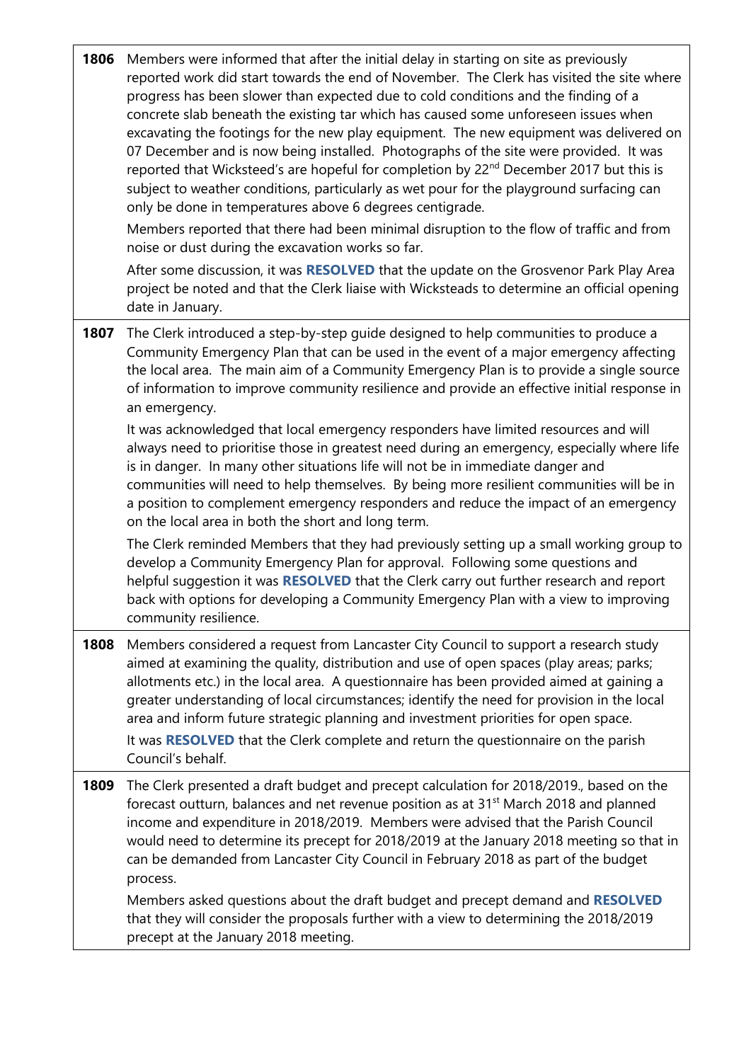| | |
|---|---|
| **1806** | Members were informed that after the initial delay in starting on site as previously reported work did start towards the end of November. The Clerk has visited the site where progress has been slower than expected due to cold conditions and the finding of a concrete slab beneath the existing tar which has caused some unforeseen issues when excavating the footings for the new play equipment. The new equipment was delivered on 07 December and is now being installed. Photographs of the site were provided. It was reported that Wicksteed's are hopeful for completion by 22nd December 2017 but this is subject to weather conditions, particularly as wet pour for the playground surfacing can only be done in temperatures above 6 degrees centigrade.<br><br>Members reported that there had been minimal disruption to the flow of traffic and from noise or dust during the excavation works so far.<br><br>After some discussion, it was **RESOLVED** that the update on the Grosvenor Park Play Area project be noted and that the Clerk liaise with Wicksteads to determine an official opening date in January. |
| **1807** | The Clerk introduced a step-by-step guide designed to help communities to produce a Community Emergency Plan that can be used in the event of a major emergency affecting the local area. The main aim of a Community Emergency Plan is to provide a single source of information to improve community resilience and provide an effective initial response in an emergency.<br><br>It was acknowledged that local emergency responders have limited resources and will always need to prioritise those in greatest need during an emergency, especially where life is in danger. In many other situations life will not be in immediate danger and communities will need to help themselves. By being more resilient communities will be in a position to complement emergency responders and reduce the impact of an emergency on the local area in both the short and long term.<br><br>The Clerk reminded Members that they had previously setting up a small working group to develop a Community Emergency Plan for approval. Following some questions and helpful suggestion it was **RESOLVED** that the Clerk carry out further research and report back with options for developing a Community Emergency Plan with a view to improving community resilience. |
| **1808** | Members considered a request from Lancaster City Council to support a research study aimed at examining the quality, distribution and use of open spaces (play areas; parks; allotments etc.) in the local area. A questionnaire has been provided aimed at gaining a greater understanding of local circumstances; identify the need for provision in the local area and inform future strategic planning and investment priorities for open space.<br><br>It was **RESOLVED** that the Clerk complete and return the questionnaire on the parish Council's behalf. |
| **1809** | The Clerk presented a draft budget and precept calculation for 2018/2019., based on the forecast outturn, balances and net revenue position as at 31st March 2018 and planned income and expenditure in 2018/2019. Members were advised that the Parish Council would need to determine its precept for 2018/2019 at the January 2018 meeting so that in can be demanded from Lancaster City Council in February 2018 as part of the budget process.<br><br>Members asked questions about the draft budget and precept demand and **RESOLVED** that they will consider the proposals further with a view to determining the 2018/2019 precept at the January 2018 meeting. |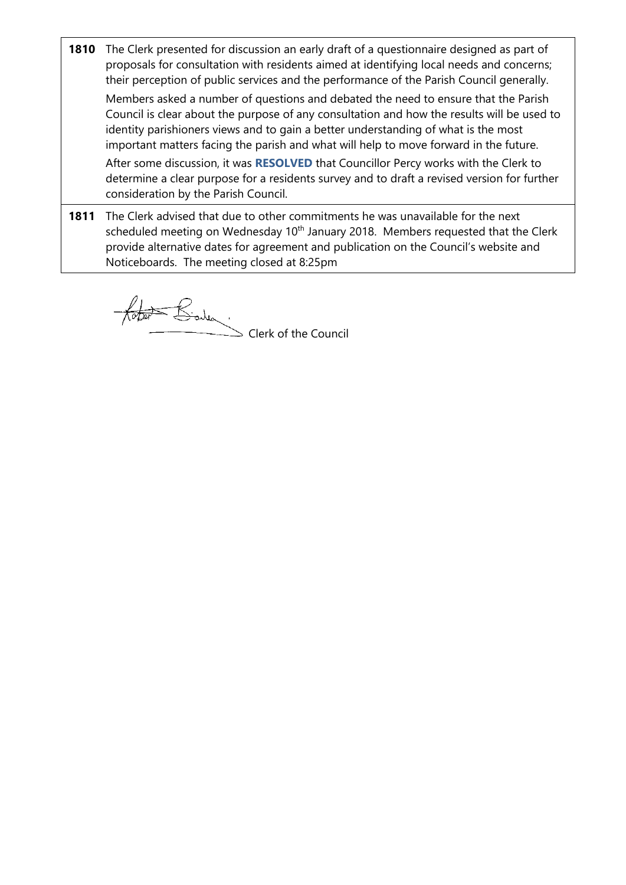| | |
|---|---|
| **1810** | The Clerk presented for discussion an early draft of a questionnaire designed as part of proposals for consultation with residents aimed at identifying local needs and concerns; their perception of public services and the performance of the Parish Council generally.<br><br>Members asked a number of questions and debated the need to ensure that the Parish Council is clear about the purpose of any consultation and how the results will be used to identity parishioners views and to gain a better understanding of what is the most important matters facing the parish and what will help to move forward in the future.<br><br>After some discussion, it was **RESOLVED** that Councillor Percy works with the Clerk to determine a clear purpose for a residents survey and to draft a revised version for further consideration by the Parish Council. |
| **1811** | The Clerk advised that due to other commitments he was unavailable for the next scheduled meeting on Wednesday 10th January 2018. Members requested that the Clerk provide alternative dates for agreement and publication on the Council's website and Noticeboards. The meeting closed at 8:25pm |

Clerk of the Council